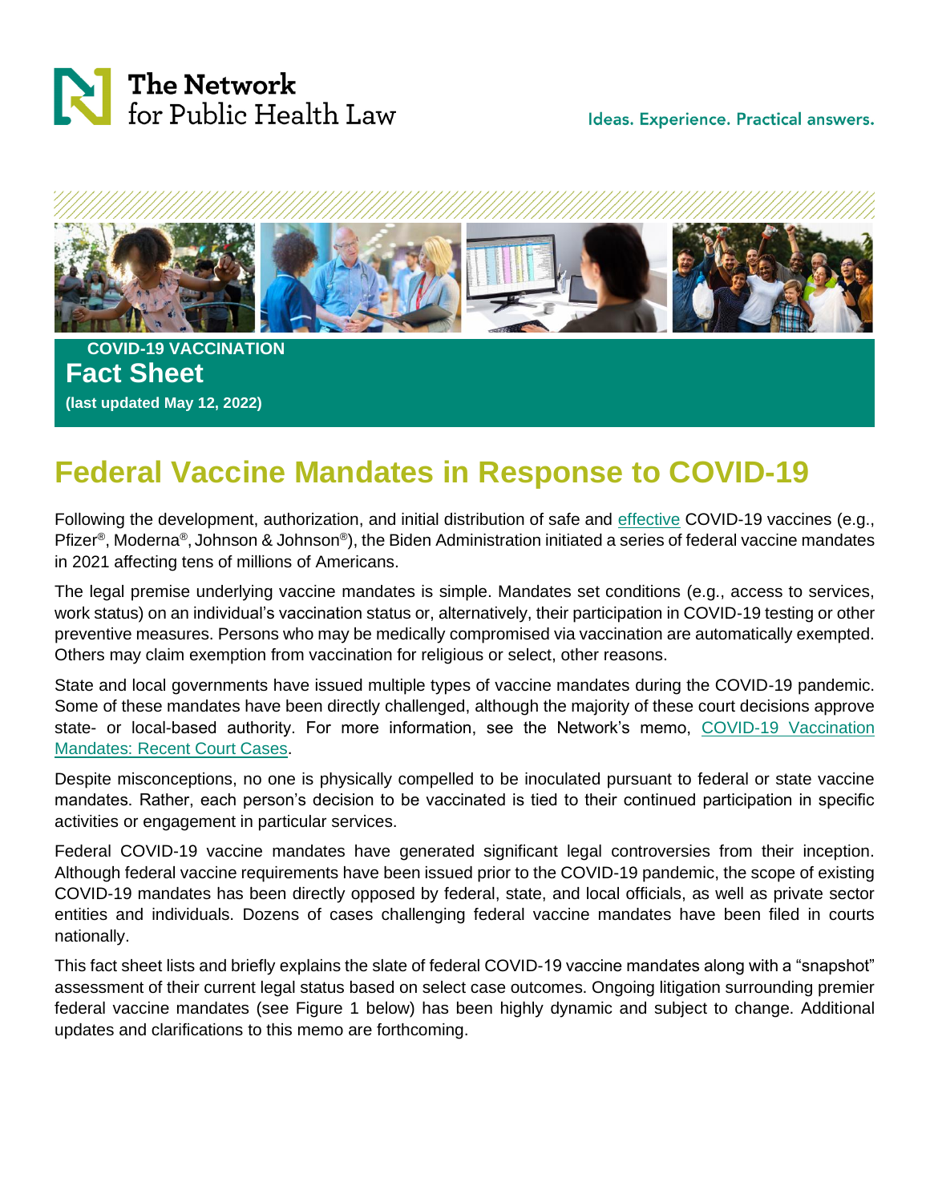The Network for Public Health Law

Ideas. Experience. Practical answers.

COVID-19 VACCINATION

**Fact Sheet**

**(last updated May 12, 2022)**

# Federal Vaccine Mandates in Response to COVID-19

Following the development, authorization, and initial distribution of safe and effective COVID-19 vaccines (e.g., Pfizer®, Moderna®, Johnson & Johnson®), the Biden Administration initiated a series of federal vaccine mandates in 2021 affecting tens of millions of Americans.

The legal premise underlying vaccine mandates is simple. Mandates set conditions (e.g., access to services, work status) on an individual's vaccination status or, alternatively, their participation in COVID-19 testing or other preventive measures. Persons who may be medically compromised via vaccination are automatically exempted. Others may claim exemption from vaccination for religious or select, other reasons.

State and local governments have issued multiple types of vaccine mandates during the COVID-19 pandemic. Some of these mandates have been directly challenged, although the majority of these court decisions approve state- or local-based authority. For more information, see the Network's memo, COVID-19 Vaccination Mandates: Recent Court Cases.

Despite misconceptions, no one is physically compelled to be inoculated pursuant to federal or state vaccine mandates. Rather, each person's decision to be vaccinated is tied to their continued participation in specific activities or engagement in particular services.

Federal COVID-19 vaccine mandates have generated significant legal controversies from their inception. Although federal vaccine requirements have been issued prior to the COVID-19 pandemic, the scope of existing COVID-19 mandates has been directly opposed by federal, state, and local officials, as well as private sector entities and individuals. Dozens of cases challenging federal vaccine mandates have been filed in courts nationally.

This fact sheet lists and briefly explains the slate of federal COVID-19 vaccine mandates along with a "snapshot" assessment of their current legal status based on select case outcomes. Ongoing litigation surrounding premier federal vaccine mandates (see Figure 1 below) has been highly dynamic and subject to change. Additional updates and clarifications to this memo are forthcoming.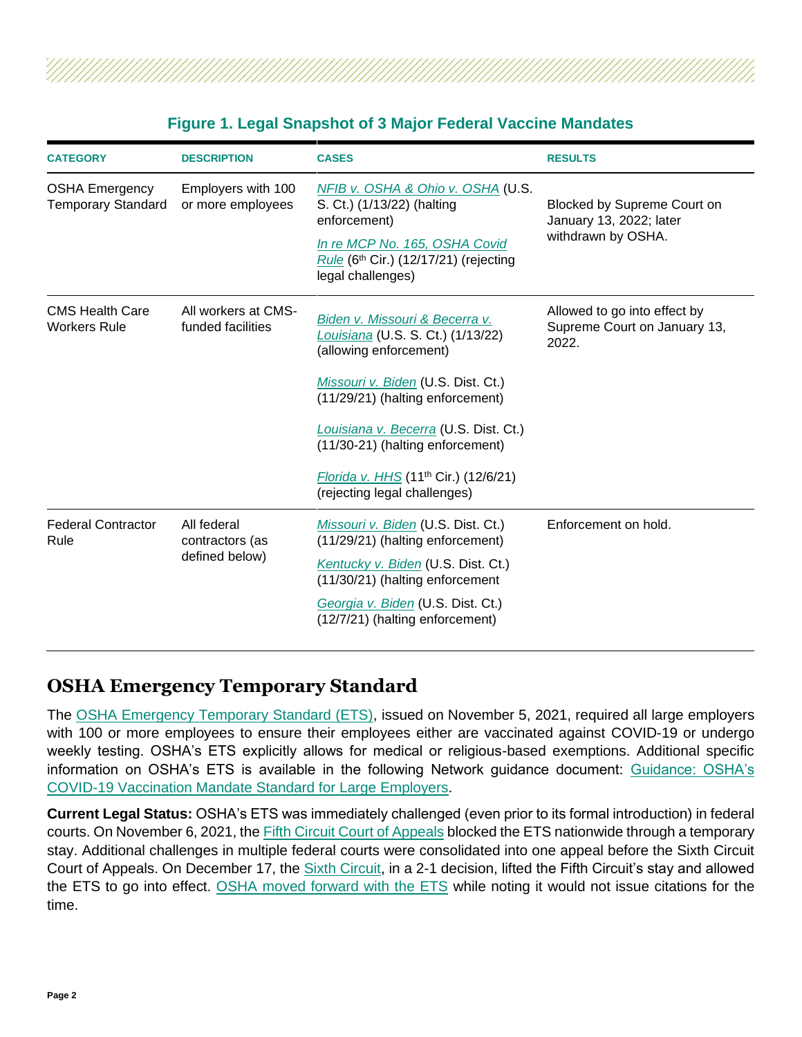**Figure 1. Legal Snapshot of 3 Major Federal Vaccine Mandates**

| CATEGORY | DESCRIPTION | CASES | RESULTS |
|---|---|---|---|
| OSHA Emergency Temporary Standard | Employers with 100 or more employees | NFIB v. OSHA & Ohio v. OSHA (U.S. S. Ct.) (1/13/22) (halting enforcement)<br>In re MCP No. 165, OSHA Covid Rule (6th Cir.) (12/17/21) (rejecting legal challenges) | Blocked by Supreme Court on January 13, 2022; later withdrawn by OSHA. |
| CMS Health Care Workers Rule | All workers at CMS-funded facilities | Biden v. Missouri & Becerra v. Louisiana (U.S. S. Ct.) (1/13/22) (allowing enforcement)<br>Missouri v. Biden (U.S. Dist. Ct.) (11/29/21) (halting enforcement)<br>Louisiana v. Becerra (U.S. Dist. Ct.) (11/30-21) (halting enforcement)<br>Florida v. HHS (11th Cir.) (12/6/21) (rejecting legal challenges) | Allowed to go into effect by Supreme Court on January 13, 2022. |
| Federal Contractor Rule | All federal contractors (as defined below) | Missouri v. Biden (U.S. Dist. Ct.) (11/29/21) (halting enforcement)<br>Kentucky v. Biden (U.S. Dist. Ct.) (11/30/21) (halting enforcement<br>Georgia v. Biden (U.S. Dist. Ct.) (12/7/21) (halting enforcement) | Enforcement on hold. |

## OSHA Emergency Temporary Standard

The OSHA Emergency Temporary Standard (ETS), issued on November 5, 2021, required all large employers with 100 or more employees to ensure their employees either are vaccinated against COVID-19 or undergo weekly testing. OSHA's ETS explicitly allows for medical or religious-based exemptions. Additional specific information on OSHA's ETS is available in the following Network guidance document: Guidance: OSHA's COVID-19 Vaccination Mandate Standard for Large Employers.

**Current Legal Status:** OSHA's ETS was immediately challenged (even prior to its formal introduction) in federal courts. On November 6, 2021, the Fifth Circuit Court of Appeals blocked the ETS nationwide through a temporary stay. Additional challenges in multiple federal courts were consolidated into one appeal before the Sixth Circuit Court of Appeals. On December 17, the Sixth Circuit, in a 2-1 decision, lifted the Fifth Circuit's stay and allowed the ETS to go into effect. OSHA moved forward with the ETS while noting it would not issue citations for the time.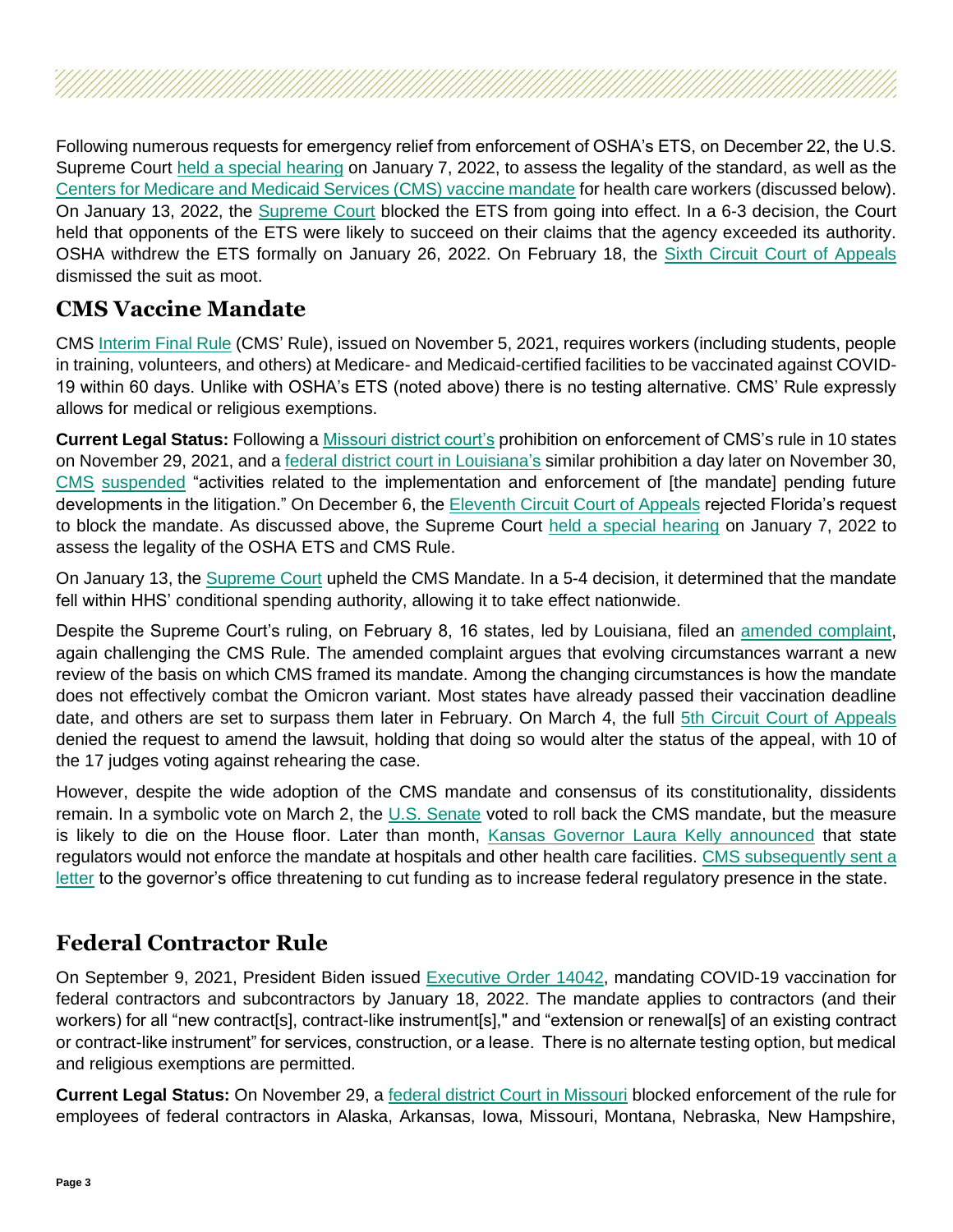Following numerous requests for emergency relief from enforcement of OSHA's ETS, on December 22, the U.S. Supreme Court held a special hearing on January 7, 2022, to assess the legality of the standard, as well as the Centers for Medicare and Medicaid Services (CMS) vaccine mandate for health care workers (discussed below). On January 13, 2022, the Supreme Court blocked the ETS from going into effect. In a 6-3 decision, the Court held that opponents of the ETS were likely to succeed on their claims that the agency exceeded its authority. OSHA withdrew the ETS formally on January 26, 2022. On February 18, the Sixth Circuit Court of Appeals dismissed the suit as moot.

## CMS Vaccine Mandate

CMS Interim Final Rule (CMS' Rule), issued on November 5, 2021, requires workers (including students, people in training, volunteers, and others) at Medicare- and Medicaid-certified facilities to be vaccinated against COVID-19 within 60 days. Unlike with OSHA's ETS (noted above) there is no testing alternative. CMS' Rule expressly allows for medical or religious exemptions.

**Current Legal Status:** Following a Missouri district court's prohibition on enforcement of CMS's rule in 10 states on November 29, 2021, and a federal district court in Louisiana's similar prohibition a day later on November 30, CMS suspended "activities related to the implementation and enforcement of [the mandate] pending future developments in the litigation." On December 6, the Eleventh Circuit Court of Appeals rejected Florida's request to block the mandate. As discussed above, the Supreme Court held a special hearing on January 7, 2022 to assess the legality of the OSHA ETS and CMS Rule.

On January 13, the Supreme Court upheld the CMS Mandate. In a 5-4 decision, it determined that the mandate fell within HHS' conditional spending authority, allowing it to take effect nationwide.

Despite the Supreme Court's ruling, on February 8, 16 states, led by Louisiana, filed an amended complaint, again challenging the CMS Rule. The amended complaint argues that evolving circumstances warrant a new review of the basis on which CMS framed its mandate. Among the changing circumstances is how the mandate does not effectively combat the Omicron variant. Most states have already passed their vaccination deadline date, and others are set to surpass them later in February. On March 4, the full 5th Circuit Court of Appeals denied the request to amend the lawsuit, holding that doing so would alter the status of the appeal, with 10 of the 17 judges voting against rehearing the case.

However, despite the wide adoption of the CMS mandate and consensus of its constitutionality, dissidents remain. In a symbolic vote on March 2, the U.S. Senate voted to roll back the CMS mandate, but the measure is likely to die on the House floor. Later than month, Kansas Governor Laura Kelly announced that state regulators would not enforce the mandate at hospitals and other health care facilities. CMS subsequently sent a letter to the governor's office threatening to cut funding as to increase federal regulatory presence in the state.

## Federal Contractor Rule

On September 9, 2021, President Biden issued Executive Order 14042, mandating COVID-19 vaccination for federal contractors and subcontractors by January 18, 2022. The mandate applies to contractors (and their workers) for all "new contract[s], contract-like instrument[s]," and "extension or renewal[s] of an existing contract or contract-like instrument" for services, construction, or a lease. There is no alternate testing option, but medical and religious exemptions are permitted.

**Current Legal Status:** On November 29, a federal district Court in Missouri blocked enforcement of the rule for employees of federal contractors in Alaska, Arkansas, Iowa, Missouri, Montana, Nebraska, New Hampshire,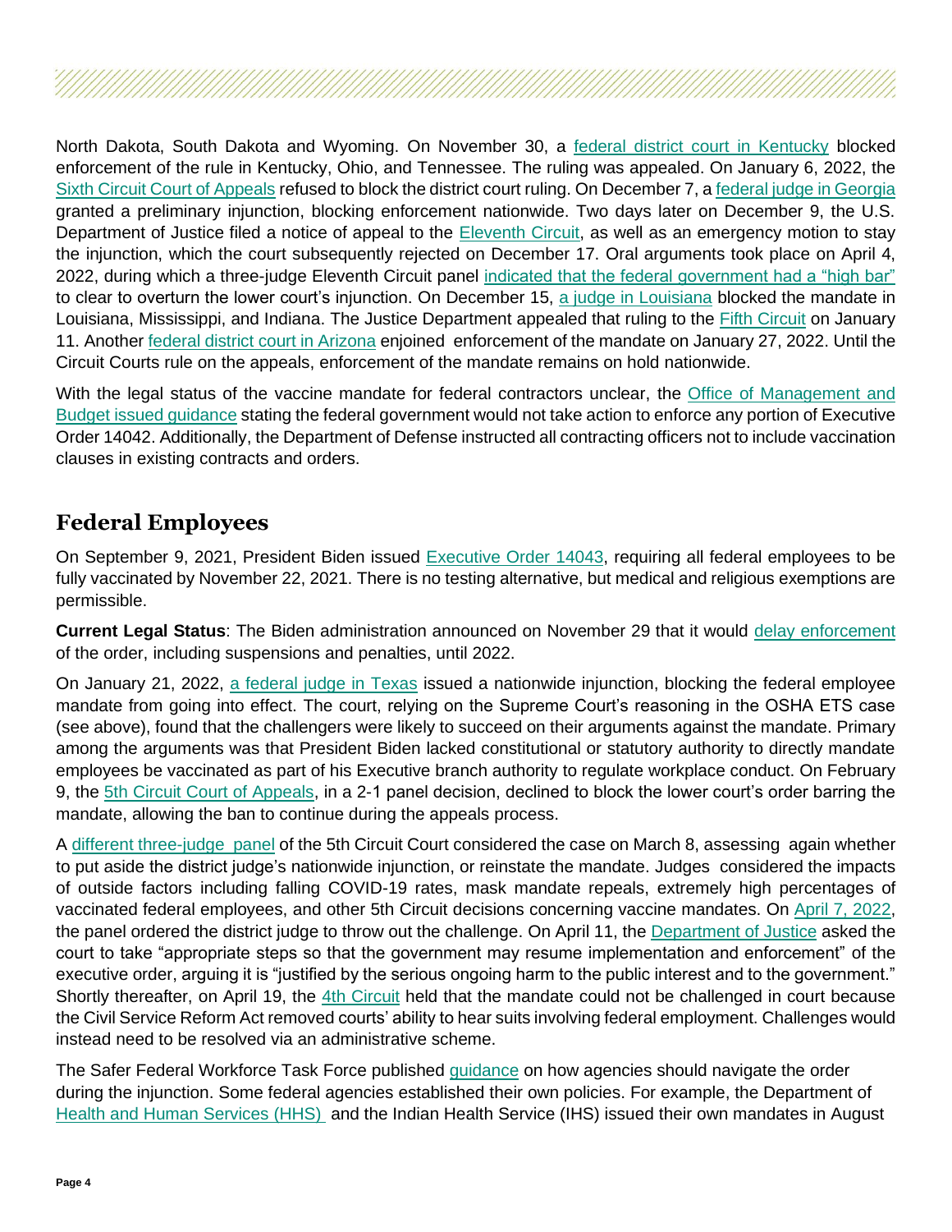North Dakota, South Dakota and Wyoming. On November 30, a federal district court in Kentucky blocked enforcement of the rule in Kentucky, Ohio, and Tennessee. The ruling was appealed. On January 6, 2022, the Sixth Circuit Court of Appeals refused to block the district court ruling. On December 7, a federal judge in Georgia granted a preliminary injunction, blocking enforcement nationwide. Two days later on December 9, the U.S. Department of Justice filed a notice of appeal to the Eleventh Circuit, as well as an emergency motion to stay the injunction, which the court subsequently rejected on December 17. Oral arguments took place on April 4, 2022, during which a three-judge Eleventh Circuit panel indicated that the federal government had a "high bar" to clear to overturn the lower court's injunction. On December 15, a judge in Louisiana blocked the mandate in Louisiana, Mississippi, and Indiana. The Justice Department appealed that ruling to the Fifth Circuit on January 11. Another federal district court in Arizona enjoined enforcement of the mandate on January 27, 2022. Until the Circuit Courts rule on the appeals, enforcement of the mandate remains on hold nationwide.

With the legal status of the vaccine mandate for federal contractors unclear, the Office of Management and Budget issued guidance stating the federal government would not take action to enforce any portion of Executive Order 14042. Additionally, the Department of Defense instructed all contracting officers not to include vaccination clauses in existing contracts and orders.

## Federal Employees

On September 9, 2021, President Biden issued Executive Order 14043, requiring all federal employees to be fully vaccinated by November 22, 2021. There is no testing alternative, but medical and religious exemptions are permissible.

**Current Legal Status**: The Biden administration announced on November 29 that it would delay enforcement of the order, including suspensions and penalties, until 2022.

On January 21, 2022, a federal judge in Texas issued a nationwide injunction, blocking the federal employee mandate from going into effect. The court, relying on the Supreme Court's reasoning in the OSHA ETS case (see above), found that the challengers were likely to succeed on their arguments against the mandate. Primary among the arguments was that President Biden lacked constitutional or statutory authority to directly mandate employees be vaccinated as part of his Executive branch authority to regulate workplace conduct. On February 9, the 5th Circuit Court of Appeals, in a 2-1 panel decision, declined to block the lower court's order barring the mandate, allowing the ban to continue during the appeals process.

A different three-judge panel of the 5th Circuit Court considered the case on March 8, assessing again whether to put aside the district judge's nationwide injunction, or reinstate the mandate. Judges considered the impacts of outside factors including falling COVID-19 rates, mask mandate repeals, extremely high percentages of vaccinated federal employees, and other 5th Circuit decisions concerning vaccine mandates. On April 7, 2022, the panel ordered the district judge to throw out the challenge. On April 11, the Department of Justice asked the court to take "appropriate steps so that the government may resume implementation and enforcement" of the executive order, arguing it is "justified by the serious ongoing harm to the public interest and to the government." Shortly thereafter, on April 19, the 4th Circuit held that the mandate could not be challenged in court because the Civil Service Reform Act removed courts' ability to hear suits involving federal employment. Challenges would instead need to be resolved via an administrative scheme.

The Safer Federal Workforce Task Force published guidance on how agencies should navigate the order during the injunction. Some federal agencies established their own policies. For example, the Department of Health and Human Services (HHS) and the Indian Health Service (IHS) issued their own mandates in August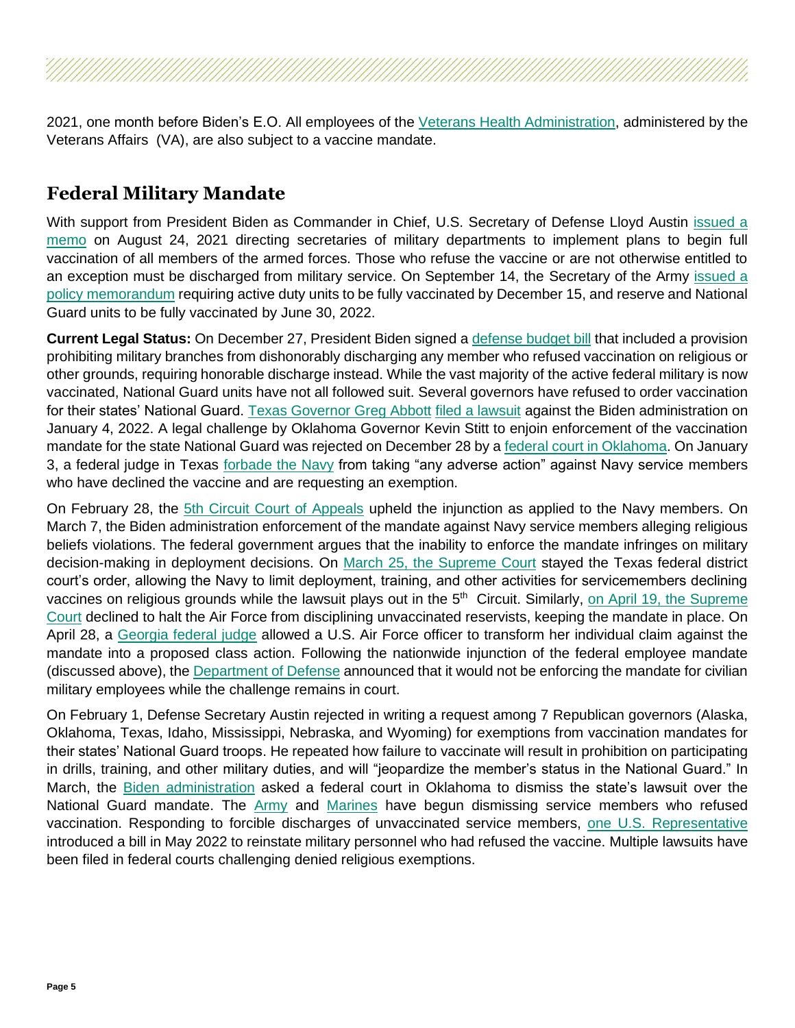2021, one month before Biden's E.O. All employees of the Veterans Health Administration, administered by the Veterans Affairs (VA), are also subject to a vaccine mandate.

## Federal Military Mandate

With support from President Biden as Commander in Chief, U.S. Secretary of Defense Lloyd Austin issued a memo on August 24, 2021 directing secretaries of military departments to implement plans to begin full vaccination of all members of the armed forces. Those who refuse the vaccine or are not otherwise entitled to an exception must be discharged from military service. On September 14, the Secretary of the Army issued a policy memorandum requiring active duty units to be fully vaccinated by December 15, and reserve and National Guard units to be fully vaccinated by June 30, 2022.

**Current Legal Status:** On December 27, President Biden signed a defense budget bill that included a provision prohibiting military branches from dishonorably discharging any member who refused vaccination on religious or other grounds, requiring honorable discharge instead. While the vast majority of the active federal military is now vaccinated, National Guard units have not all followed suit. Several governors have refused to order vaccination for their states' National Guard. Texas Governor Greg Abbott filed a lawsuit against the Biden administration on January 4, 2022. A legal challenge by Oklahoma Governor Kevin Stitt to enjoin enforcement of the vaccination mandate for the state National Guard was rejected on December 28 by a federal court in Oklahoma. On January 3, a federal judge in Texas forbade the Navy from taking "any adverse action" against Navy service members who have declined the vaccine and are requesting an exemption.

On February 28, the 5th Circuit Court of Appeals upheld the injunction as applied to the Navy members. On March 7, the Biden administration enforcement of the mandate against Navy service members alleging religious beliefs violations. The federal government argues that the inability to enforce the mandate infringes on military decision-making in deployment decisions. On March 25, the Supreme Court stayed the Texas federal district court's order, allowing the Navy to limit deployment, training, and other activities for servicemembers declining vaccines on religious grounds while the lawsuit plays out in the 5th Circuit. Similarly, on April 19, the Supreme Court declined to halt the Air Force from disciplining unvaccinated reservists, keeping the mandate in place. On April 28, a Georgia federal judge allowed a U.S. Air Force officer to transform her individual claim against the mandate into a proposed class action. Following the nationwide injunction of the federal employee mandate (discussed above), the Department of Defense announced that it would not be enforcing the mandate for civilian military employees while the challenge remains in court.

On February 1, Defense Secretary Austin rejected in writing a request among 7 Republican governors (Alaska, Oklahoma, Texas, Idaho, Mississippi, Nebraska, and Wyoming) for exemptions from vaccination mandates for their states' National Guard troops. He repeated how failure to vaccinate will result in prohibition on participating in drills, training, and other military duties, and will "jeopardize the member's status in the National Guard." In March, the Biden administration asked a federal court in Oklahoma to dismiss the state's lawsuit over the National Guard mandate. The Army and Marines have begun dismissing service members who refused vaccination. Responding to forcible discharges of unvaccinated service members, one U.S. Representative introduced a bill in May 2022 to reinstate military personnel who had refused the vaccine. Multiple lawsuits have been filed in federal courts challenging denied religious exemptions.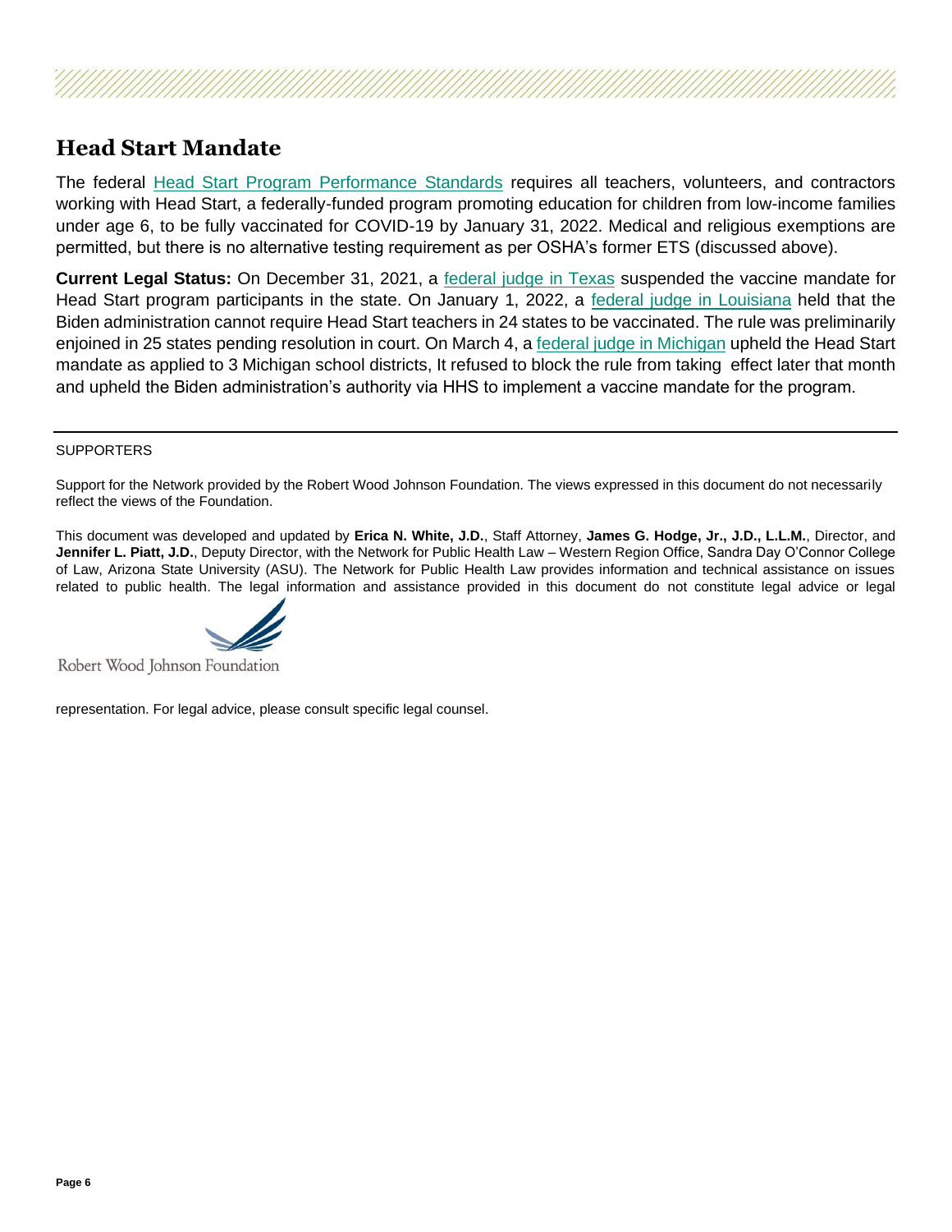## Head Start Mandate

The federal Head Start Program Performance Standards requires all teachers, volunteers, and contractors working with Head Start, a federally-funded program promoting education for children from low-income families under age 6, to be fully vaccinated for COVID-19 by January 31, 2022. Medical and religious exemptions are permitted, but there is no alternative testing requirement as per OSHA's former ETS (discussed above).

**Current Legal Status:** On December 31, 2021, a federal judge in Texas suspended the vaccine mandate for Head Start program participants in the state. On January 1, 2022, a federal judge in Louisiana held that the Biden administration cannot require Head Start teachers in 24 states to be vaccinated. The rule was preliminarily enjoined in 25 states pending resolution in court. On March 4, a federal judge in Michigan upheld the Head Start mandate as applied to 3 Michigan school districts, It refused to block the rule from taking effect later that month and upheld the Biden administration's authority via HHS to implement a vaccine mandate for the program.

---

SUPPORTERS

Support for the Network provided by the Robert Wood Johnson Foundation. The views expressed in this document do not necessarily reflect the views of the Foundation.

This document was developed and updated by **Erica N. White, J.D.**, Staff Attorney, **James G. Hodge, Jr., J.D., L.L.M.**, Director, and **Jennifer L. Piatt, J.D.**, Deputy Director, with the Network for Public Health Law – Western Region Office, Sandra Day O'Connor College of Law, Arizona State University (ASU). The Network for Public Health Law provides information and technical assistance on issues related to public health. The legal information and assistance provided in this document do not constitute legal advice or legal representation. For legal advice, please consult specific legal counsel.

Robert Wood Johnson Foundation